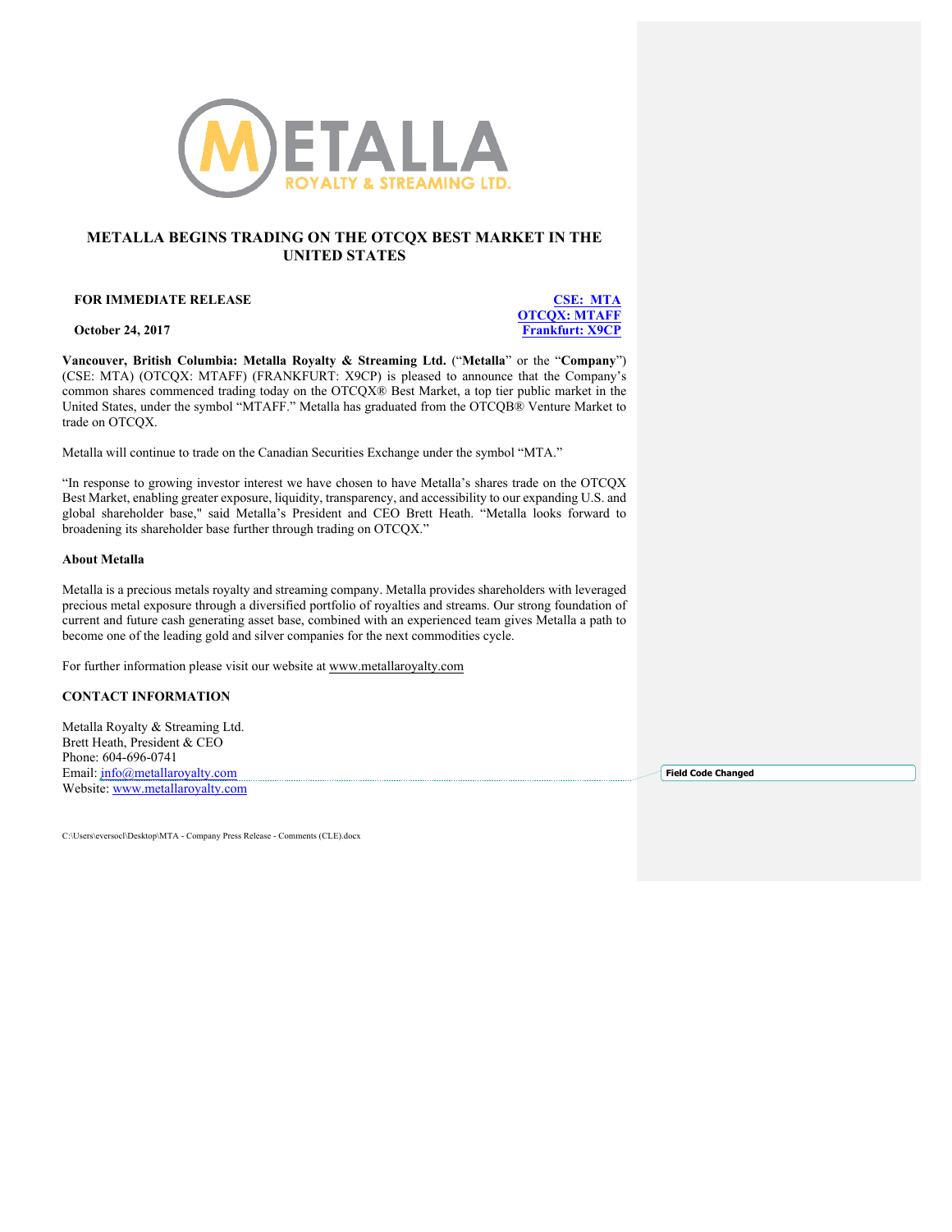# METALLA BEGINS TRADING ON THE OTCQX BEST MARKET IN THE UNITED STATES

**FOR IMMEDIATE RELEASE**

**October 24, 2017**

**CSE: MTA**
**OTCQX: MTAFF**
**Frankfurt: X9CP**

**Vancouver, British Columbia: Metalla Royalty & Streaming Ltd.** ("**Metalla**" or the "**Company**") (CSE: MTA) (OTCQX: MTAFF) (FRANKFURT: X9CP) is pleased to announce that the Company's common shares commenced trading today on the OTCQX® Best Market, a top tier public market in the United States, under the symbol "MTAFF." Metalla has graduated from the OTCQB® Venture Market to trade on OTCQX.

Metalla will continue to trade on the Canadian Securities Exchange under the symbol "MTA."

"In response to growing investor interest we have chosen to have Metalla's shares trade on the OTCQX Best Market, enabling greater exposure, liquidity, transparency, and accessibility to our expanding U.S. and global shareholder base," said Metalla's President and CEO Brett Heath. "Metalla looks forward to broadening its shareholder base further through trading on OTCQX."

**About Metalla**

Metalla is a precious metals royalty and streaming company. Metalla provides shareholders with leveraged precious metal exposure through a diversified portfolio of royalties and streams. Our strong foundation of current and future cash generating asset base, combined with an experienced team gives Metalla a path to become one of the leading gold and silver companies for the next commodities cycle.

For further information please visit our website at www.metallaroyalty.com

**CONTACT INFORMATION**

Metalla Royalty & Streaming Ltd.
Brett Heath, President & CEO
Phone: 604-696-0741
Email: info@metallaroyalty.com
Website: www.metallaroyalty.com

Field Code Changed

C:\Users\eversocl\Desktop\MTA - Company Press Release - Comments (CLE).docx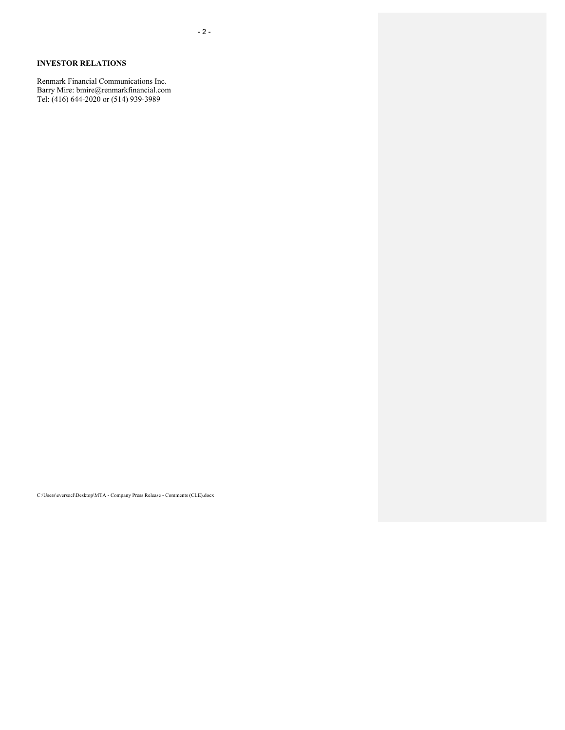**INVESTOR RELATIONS**

Renmark Financial Communications Inc.
Barry Mire: bmire@renmarkfinancial.com
Tel: (416) 644-2020 or (514) 939-3989

C:\Users\eversocl\Desktop\MTA - Company Press Release - Comments (CLE).docx